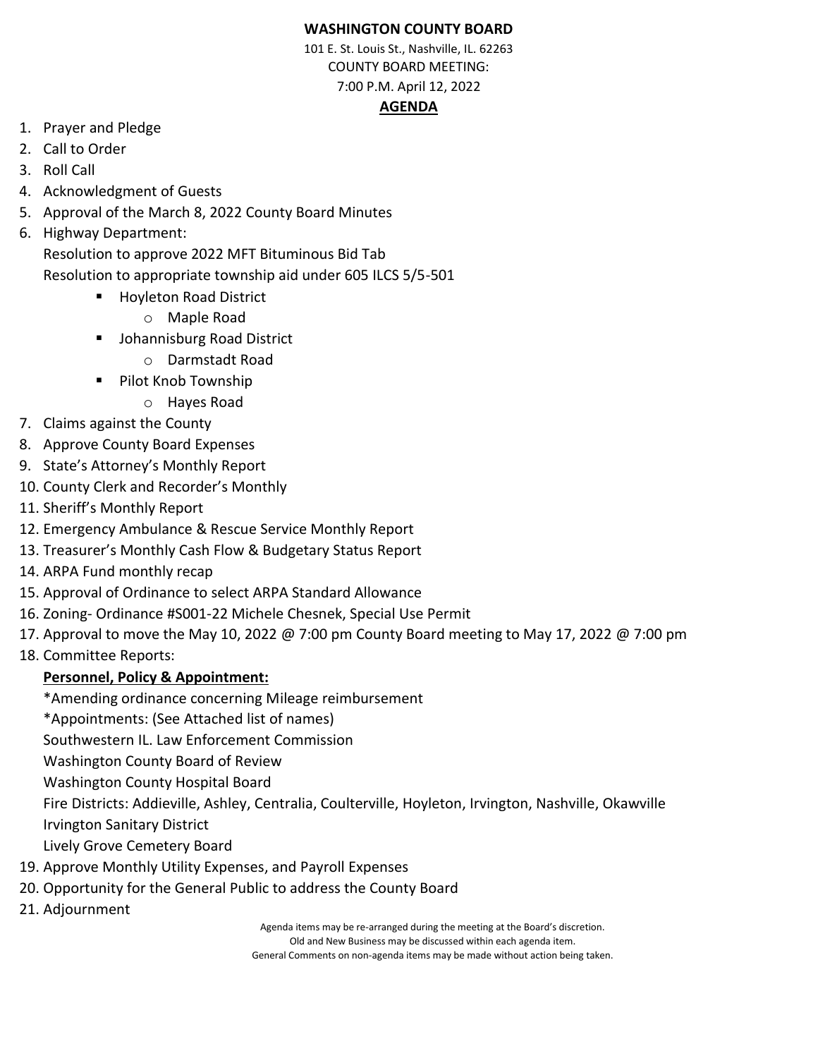**WASHINGTON COUNTY BOARD**

101 E. St. Louis St., Nashville, IL. 62263

COUNTY BOARD MEETING:

7:00 P.M. April 12, 2022

**AGENDA**

1. Prayer and Pledge
2. Call to Order
3. Roll Call
4. Acknowledgment of Guests
5. Approval of the March 8, 2022 County Board Minutes
6. Highway Department:
   Resolution to approve 2022 MFT Bituminous Bid Tab
   Resolution to appropriate township aid under 605 ILCS 5/5-501
   - Hoyleton Road District
     - Maple Road
   - Johannisburg Road District
     - Darmstadt Road
   - Pilot Knob Township
     - Hayes Road
7. Claims against the County
8. Approve County Board Expenses
9. State's Attorney's Monthly Report
10. County Clerk and Recorder's Monthly
11. Sheriff's Monthly Report
12. Emergency Ambulance & Rescue Service Monthly Report
13. Treasurer's Monthly Cash Flow & Budgetary Status Report
14. ARPA Fund monthly recap
15. Approval of Ordinance to select ARPA Standard Allowance
16. Zoning- Ordinance #S001-22 Michele Chesnek, Special Use Permit
17. Approval to move the May 10, 2022 @ 7:00 pm County Board meeting to May 17, 2022 @ 7:00 pm
18. Committee Reports:
    **Personnel, Policy & Appointment:**
    *Amending ordinance concerning Mileage reimbursement
    *Appointments: (See Attached list of names)
    Southwestern IL. Law Enforcement Commission
    Washington County Board of Review
    Washington County Hospital Board
    Fire Districts: Addieville, Ashley, Centralia, Coulterville, Hoyleton, Irvington, Nashville, Okawville
    Irvington Sanitary District
    Lively Grove Cemetery Board
19. Approve Monthly Utility Expenses, and Payroll Expenses
20. Opportunity for the General Public to address the County Board
21. Adjournment

Agenda items may be re-arranged during the meeting at the Board's discretion.
Old and New Business may be discussed within each agenda item.
General Comments on non-agenda items may be made without action being taken.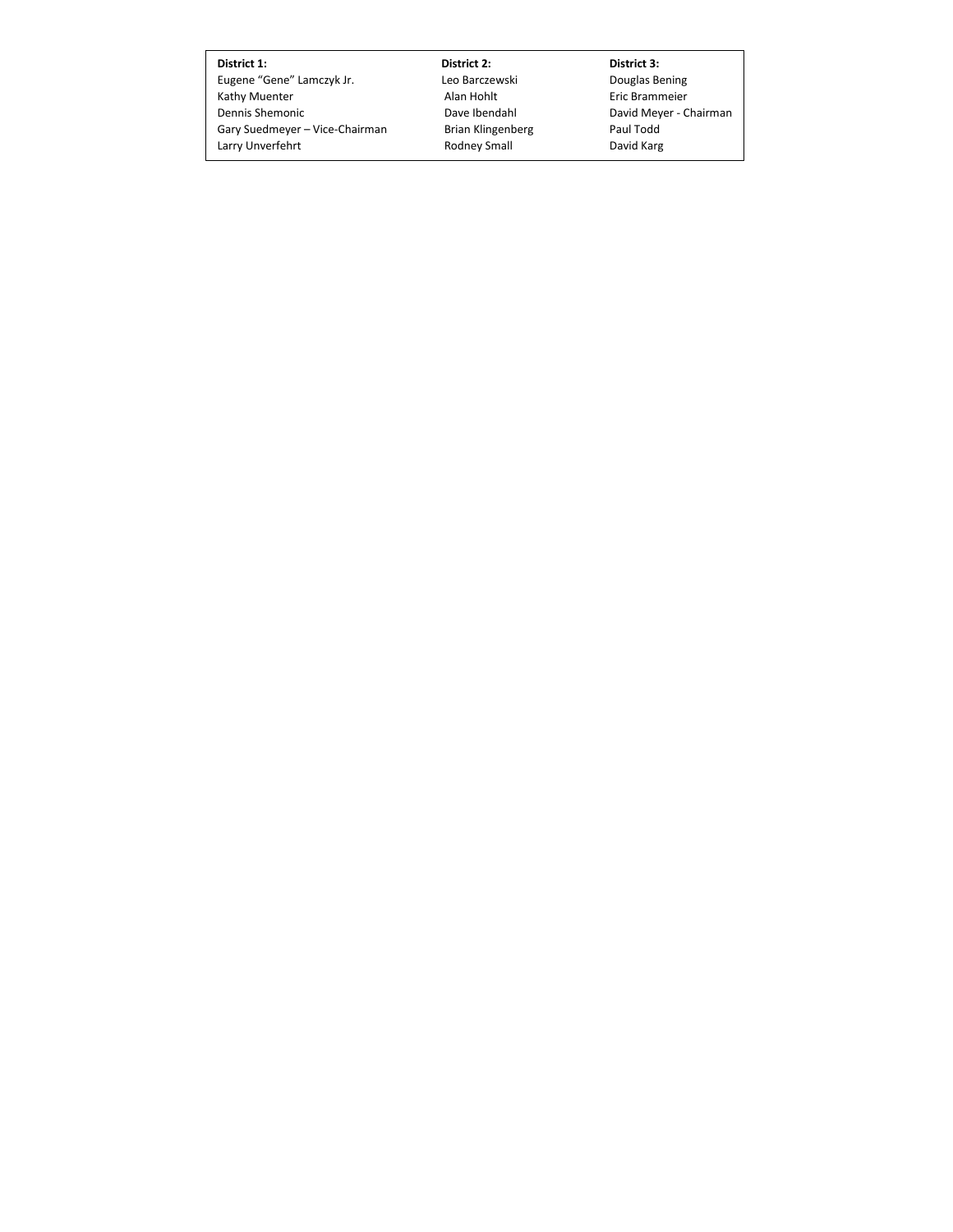| District 1: | District 2: | District 3: |
|---|---|---|
| Eugene "Gene" Lamczyk Jr. | Leo Barczewski | Douglas Bening |
| Kathy Muenter | Alan Hohlt | Eric Brammeier |
| Dennis Shemonic | Dave Ibendahl | David Meyer - Chairman |
| Gary Suedmeyer – Vice-Chairman | Brian Klingenberg | Paul Todd |
| Larry Unverfehrt | Rodney Small | David Karg |